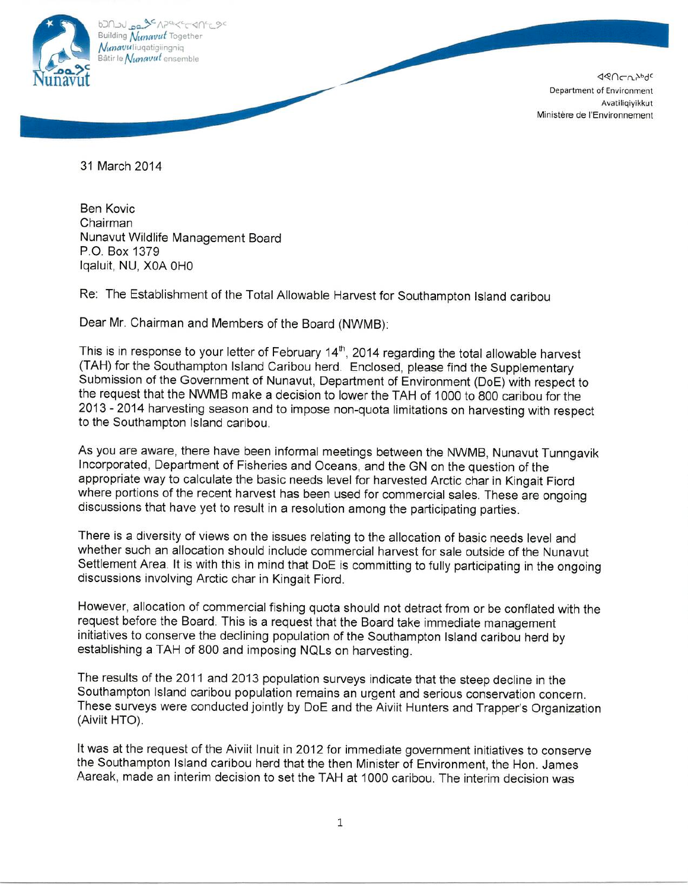ᑲᑎᒪᔪᑦ ᓄᓇᕗᑦ ᐱᓕᕆᐊᒃᓴᑦ
Building *Nunavut* Together
*Nunavut*liuqatigiingniq
Bâtir le *Nunavut* ensemble

Nunavut

ᐊᕙᑎᓕᕆᔨᒃᑯᑦ
Department of Environment
Avatiliqiyikkut
Ministère de l'Environnement

31 March 2014

Ben Kovic
Chairman
Nunavut Wildlife Management Board
P.O. Box 1379
Iqaluit, NU, X0A 0H0

Re: The Establishment of the Total Allowable Harvest for Southampton Island caribou

Dear Mr. Chairman and Members of the Board (NWMB):

This is in response to your letter of February 14th, 2014 regarding the total allowable harvest (TAH) for the Southampton Island Caribou herd. Enclosed, please find the Supplementary Submission of the Government of Nunavut, Department of Environment (DoE) with respect to the request that the NWMB make a decision to lower the TAH of 1000 to 800 caribou for the 2013 - 2014 harvesting season and to impose non-quota limitations on harvesting with respect to the Southampton Island caribou.

As you are aware, there have been informal meetings between the NWMB, Nunavut Tunngavik Incorporated, Department of Fisheries and Oceans, and the GN on the question of the appropriate way to calculate the basic needs level for harvested Arctic char in Kingait Fiord where portions of the recent harvest has been used for commercial sales. These are ongoing discussions that have yet to result in a resolution among the participating parties.

There is a diversity of views on the issues relating to the allocation of basic needs level and whether such an allocation should include commercial harvest for sale outside of the Nunavut Settlement Area. It is with this in mind that DoE is committing to fully participating in the ongoing discussions involving Arctic char in Kingait Fiord.

However, allocation of commercial fishing quota should not detract from or be conflated with the request before the Board. This is a request that the Board take immediate management initiatives to conserve the declining population of the Southampton Island caribou herd by establishing a TAH of 800 and imposing NQLs on harvesting.

The results of the 2011 and 2013 population surveys indicate that the steep decline in the Southampton Island caribou population remains an urgent and serious conservation concern. These surveys were conducted jointly by DoE and the Aiviit Hunters and Trapper's Organization (Aiviit HTO).

It was at the request of the Aiviit Inuit in 2012 for immediate government initiatives to conserve the Southampton Island caribou herd that the then Minister of Environment, the Hon. James Aareak, made an interim decision to set the TAH at 1000 caribou. The interim decision was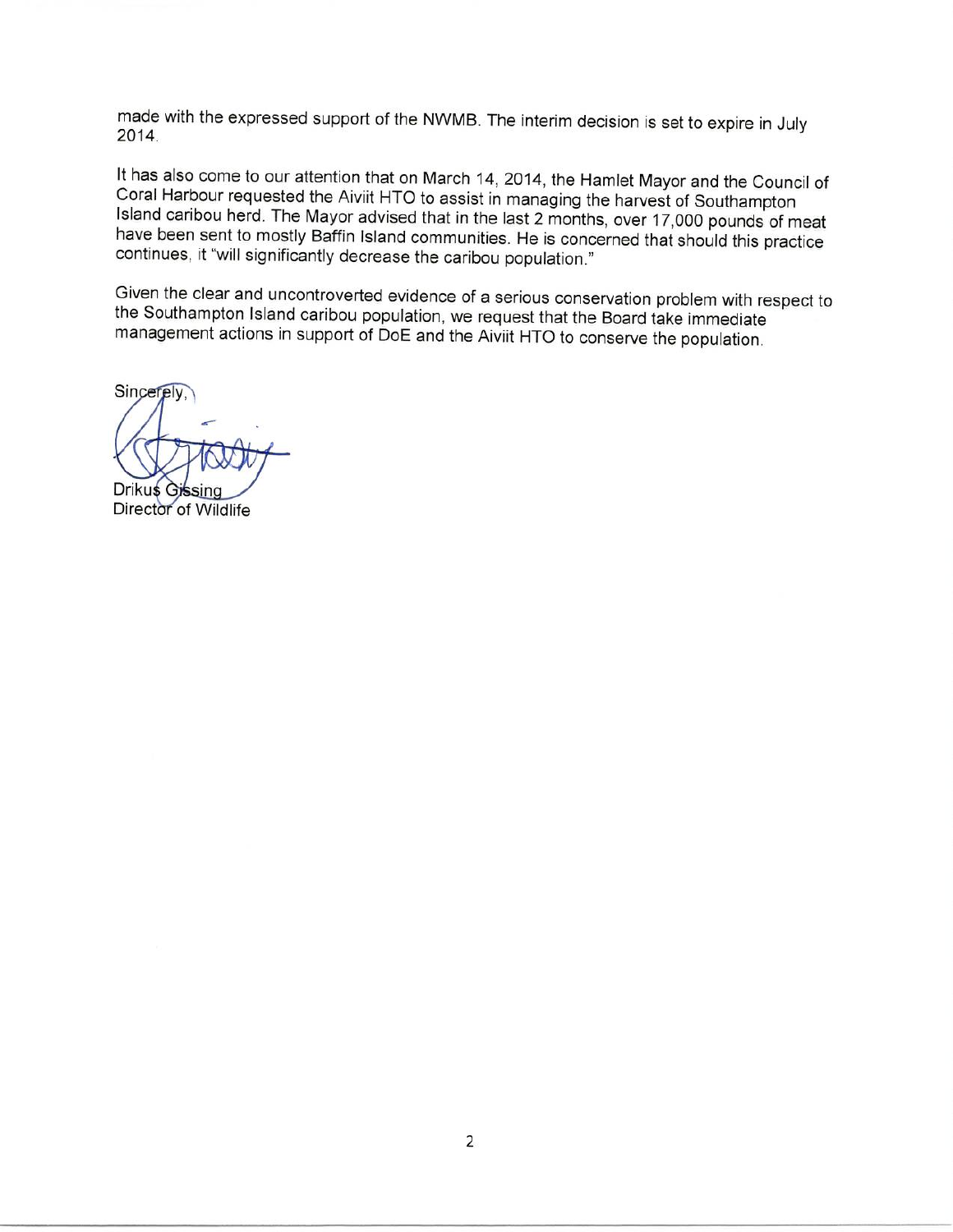made with the expressed support of the NWMB. The interim decision is set to expire in July 2014.

It has also come to our attention that on March 14, 2014, the Hamlet Mayor and the Council of Coral Harbour requested the Aiviit HTO to assist in managing the harvest of Southampton Island caribou herd. The Mayor advised that in the last 2 months, over 17,000 pounds of meat have been sent to mostly Baffin Island communities. He is concerned that should this practice continues, it "will significantly decrease the caribou population."

Given the clear and uncontroverted evidence of a serious conservation problem with respect to the Southampton Island caribou population, we request that the Board take immediate management actions in support of DoE and the Aiviit HTO to conserve the population.

Sincerely,

Drikus Gissing
Director of Wildlife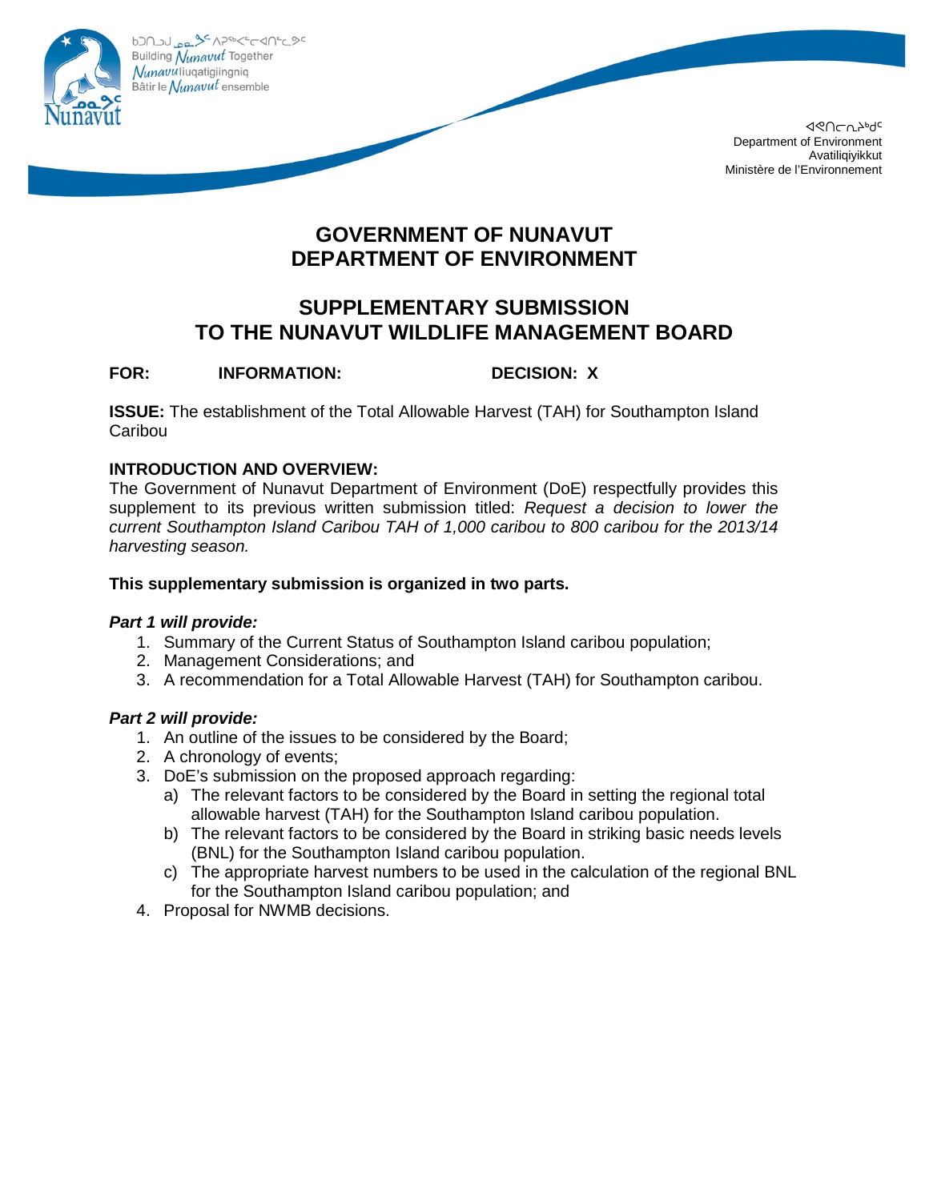ᑲᑐᑎᑐᒍ ᓄᓇᕗᑦ ᐱᕙᓪᓕᐊᑎᓪᓗᒍ
Building *Nunavut* Together
*Nunavu*liuqatigiingniq
Bâtir le *Nunavut* ensemble

ᐊᕙᑎᓕᕆᔨᒃᑯᑦ
Department of Environment
Avatiliqiyikkut
Ministère de l'Environnement

# GOVERNMENT OF NUNAVUT
# DEPARTMENT OF ENVIRONMENT

## SUPPLEMENTARY SUBMISSION TO THE NUNAVUT WILDLIFE MANAGEMENT BOARD

**FOR:** **INFORMATION:** **DECISION: X**

**ISSUE:** The establishment of the Total Allowable Harvest (TAH) for Southampton Island Caribou

**INTRODUCTION AND OVERVIEW:**
The Government of Nunavut Department of Environment (DoE) respectfully provides this supplement to its previous written submission titled: *Request a decision to lower the current Southampton Island Caribou TAH of 1,000 caribou to 800 caribou for the 2013/14 harvesting season.*

**This supplementary submission is organized in two parts.**

***Part 1 will provide:***

1. Summary of the Current Status of Southampton Island caribou population;
2. Management Considerations; and
3. A recommendation for a Total Allowable Harvest (TAH) for Southampton caribou.

***Part 2 will provide:***

1. An outline of the issues to be considered by the Board;
2. A chronology of events;
3. DoE's submission on the proposed approach regarding:
   a) The relevant factors to be considered by the Board in setting the regional total allowable harvest (TAH) for the Southampton Island caribou population.
   b) The relevant factors to be considered by the Board in striking basic needs levels (BNL) for the Southampton Island caribou population.
   c) The appropriate harvest numbers to be used in the calculation of the regional BNL for the Southampton Island caribou population; and
4. Proposal for NWMB decisions.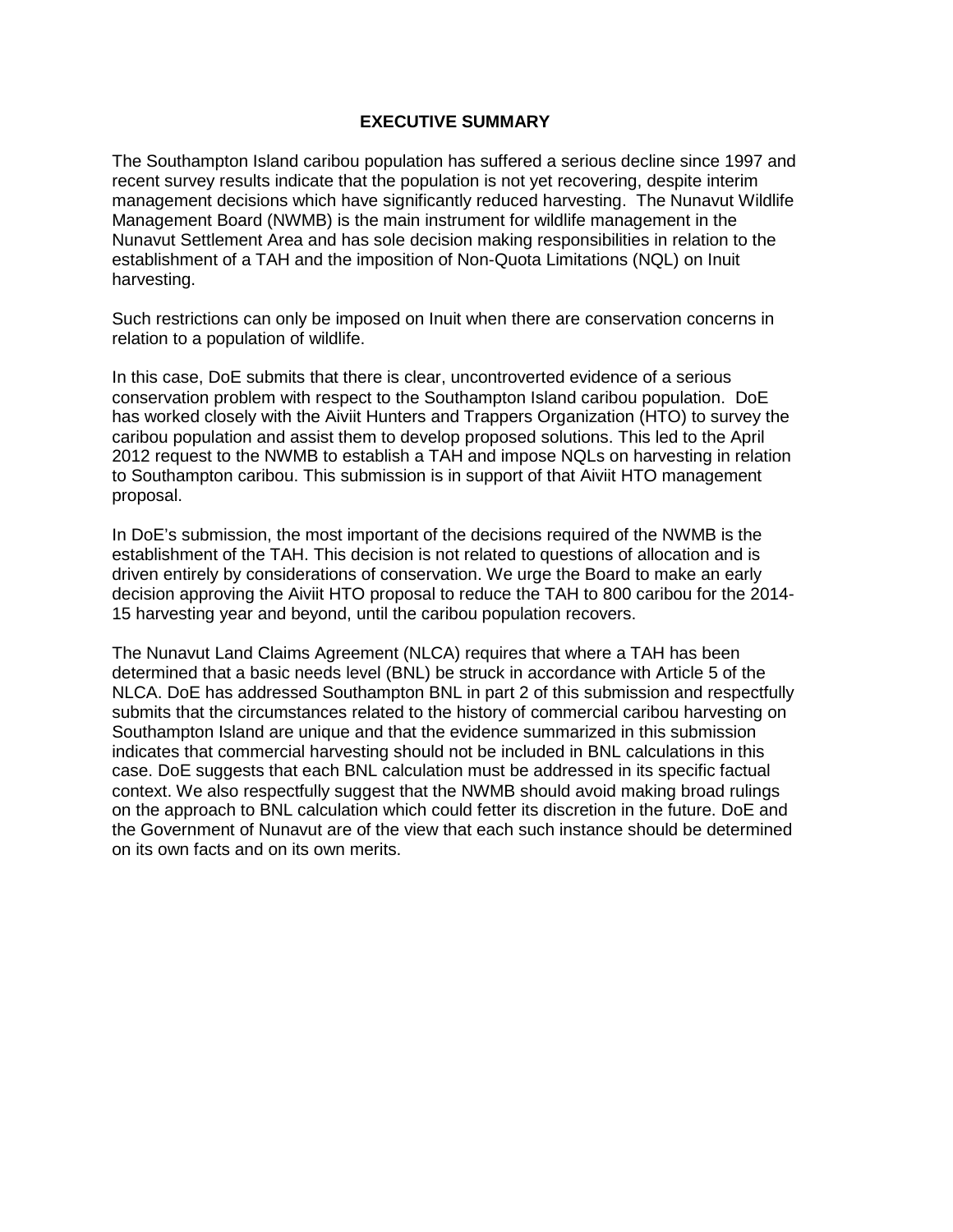# EXECUTIVE SUMMARY

The Southampton Island caribou population has suffered a serious decline since 1997 and recent survey results indicate that the population is not yet recovering, despite interim management decisions which have significantly reduced harvesting. The Nunavut Wildlife Management Board (NWMB) is the main instrument for wildlife management in the Nunavut Settlement Area and has sole decision making responsibilities in relation to the establishment of a TAH and the imposition of Non-Quota Limitations (NQL) on Inuit harvesting.

Such restrictions can only be imposed on Inuit when there are conservation concerns in relation to a population of wildlife.

In this case, DoE submits that there is clear, uncontroverted evidence of a serious conservation problem with respect to the Southampton Island caribou population. DoE has worked closely with the Aiviit Hunters and Trappers Organization (HTO) to survey the caribou population and assist them to develop proposed solutions. This led to the April 2012 request to the NWMB to establish a TAH and impose NQLs on harvesting in relation to Southampton caribou. This submission is in support of that Aiviit HTO management proposal.

In DoE's submission, the most important of the decisions required of the NWMB is the establishment of the TAH. This decision is not related to questions of allocation and is driven entirely by considerations of conservation. We urge the Board to make an early decision approving the Aiviit HTO proposal to reduce the TAH to 800 caribou for the 2014-15 harvesting year and beyond, until the caribou population recovers.

The Nunavut Land Claims Agreement (NLCA) requires that where a TAH has been determined that a basic needs level (BNL) be struck in accordance with Article 5 of the NLCA. DoE has addressed Southampton BNL in part 2 of this submission and respectfully submits that the circumstances related to the history of commercial caribou harvesting on Southampton Island are unique and that the evidence summarized in this submission indicates that commercial harvesting should not be included in BNL calculations in this case. DoE suggests that each BNL calculation must be addressed in its specific factual context. We also respectfully suggest that the NWMB should avoid making broad rulings on the approach to BNL calculation which could fetter its discretion in the future. DoE and the Government of Nunavut are of the view that each such instance should be determined on its own facts and on its own merits.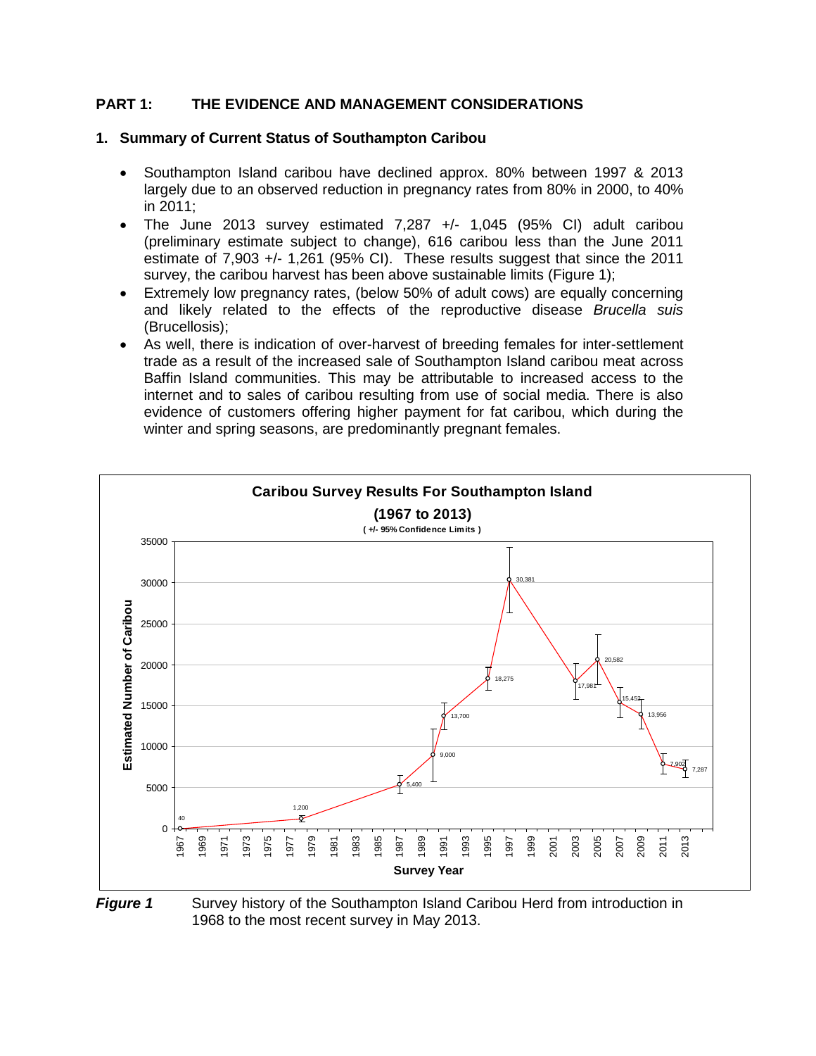## PART 1: THE EVIDENCE AND MANAGEMENT CONSIDERATIONS

### 1. Summary of Current Status of Southampton Caribou

- Southampton Island caribou have declined approx. 80% between 1997 & 2013 largely due to an observed reduction in pregnancy rates from 80% in 2000, to 40% in 2011;
- The June 2013 survey estimated 7,287 +/- 1,045 (95% CI) adult caribou (preliminary estimate subject to change), 616 caribou less than the June 2011 estimate of 7,903 +/- 1,261 (95% CI). These results suggest that since the 2011 survey, the caribou harvest has been above sustainable limits (Figure 1);
- Extremely low pregnancy rates, (below 50% of adult cows) are equally concerning and likely related to the effects of the reproductive disease *Brucella suis* (Brucellosis);
- As well, there is indication of over-harvest of breeding females for inter-settlement trade as a result of the increased sale of Southampton Island caribou meat across Baffin Island communities. This may be attributable to increased access to the internet and to sales of caribou resulting from use of social media. There is also evidence of customers offering higher payment for fat caribou, which during the winter and spring seasons, are predominantly pregnant females.

**Caribou Survey Results For Southampton Island (1967 to 2013)**
**( +/- 95% Confidence Limits )**

| Survey Year | Estimated Number of Caribou |
|---|---|
| 1967 | 40 |
| 1978 | 1,200 |
| 1987 | 5,400 |
| 1990 | 9,000 |
| 1991 | 13,700 |
| 1995 | 18,275 |
| 1997 | 30,381 |
| 2003 | 17,981 |
| 2005 | 20,582 |
| 2007 | 15,452 |
| 2009 | 13,956 |
| 2011 | 7,902 |
| 2013 | 7,287 |

***Figure 1*** Survey history of the Southampton Island Caribou Herd from introduction in 1968 to the most recent survey in May 2013.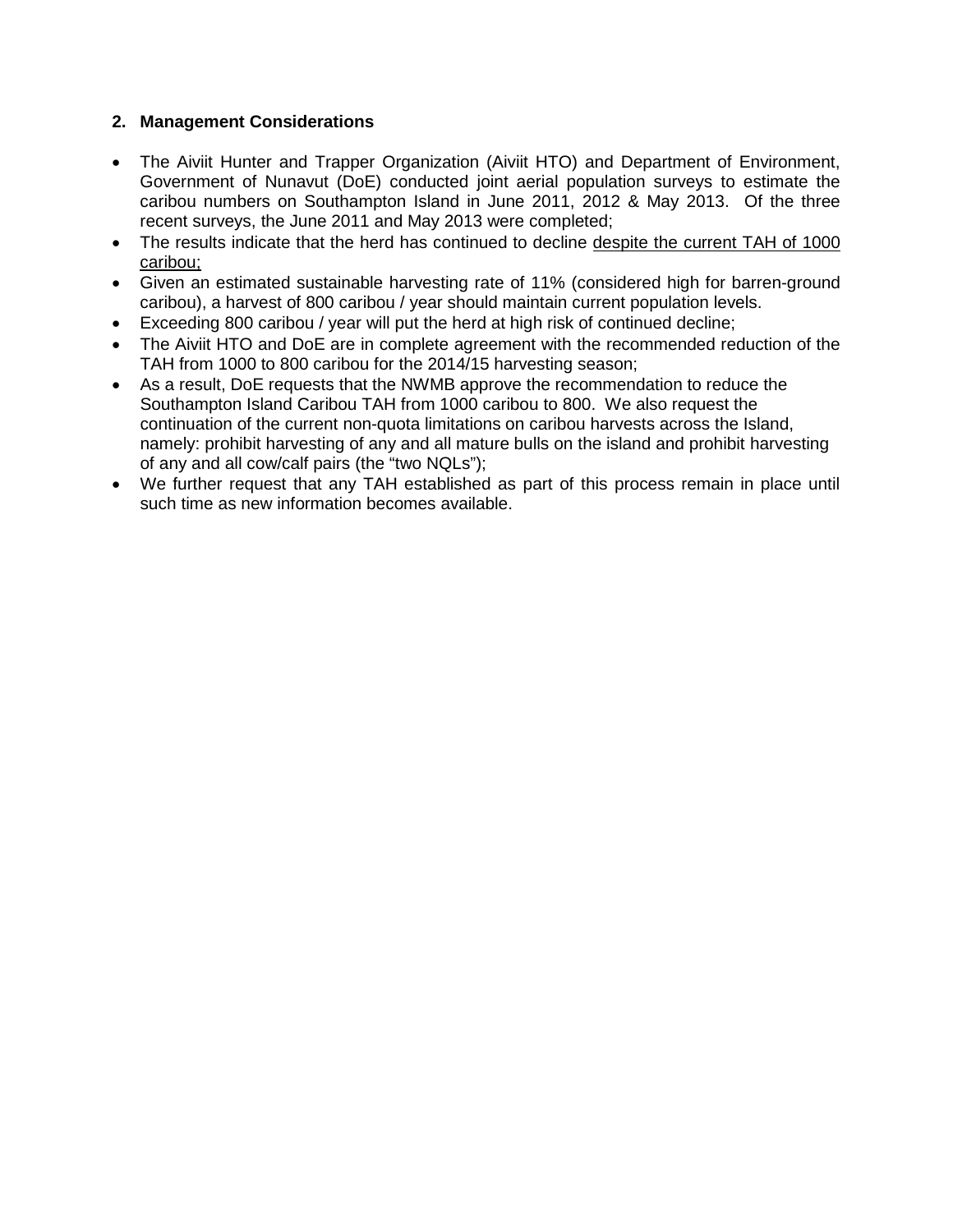## 2. Management Considerations

- The Aiviit Hunter and Trapper Organization (Aiviit HTO) and Department of Environment, Government of Nunavut (DoE) conducted joint aerial population surveys to estimate the caribou numbers on Southampton Island in June 2011, 2012 & May 2013. Of the three recent surveys, the June 2011 and May 2013 were completed;
- The results indicate that the herd has continued to decline <u>despite the current TAH of 1000 caribou;</u>
- Given an estimated sustainable harvesting rate of 11% (considered high for barren-ground caribou), a harvest of 800 caribou / year should maintain current population levels.
- Exceeding 800 caribou / year will put the herd at high risk of continued decline;
- The Aiviit HTO and DoE are in complete agreement with the recommended reduction of the TAH from 1000 to 800 caribou for the 2014/15 harvesting season;
- As a result, DoE requests that the NWMB approve the recommendation to reduce the Southampton Island Caribou TAH from 1000 caribou to 800. We also request the continuation of the current non-quota limitations on caribou harvests across the Island, namely: prohibit harvesting of any and all mature bulls on the island and prohibit harvesting of any and all cow/calf pairs (the "two NQLs");
- We further request that any TAH established as part of this process remain in place until such time as new information becomes available.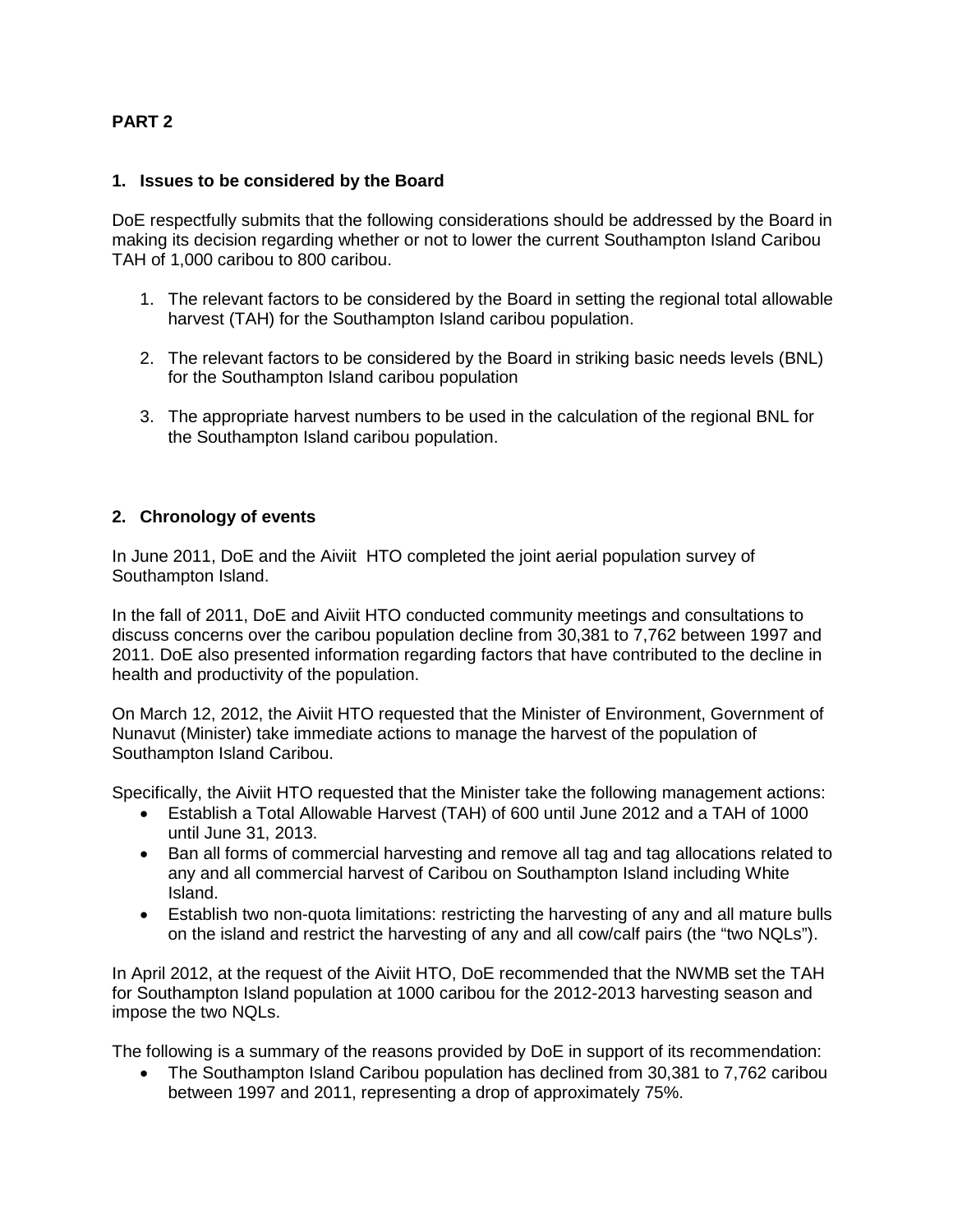**PART 2**

## 1. Issues to be considered by the Board

DoE respectfully submits that the following considerations should be addressed by the Board in making its decision regarding whether or not to lower the current Southampton Island Caribou TAH of 1,000 caribou to 800 caribou.

1. The relevant factors to be considered by the Board in setting the regional total allowable harvest (TAH) for the Southampton Island caribou population.
2. The relevant factors to be considered by the Board in striking basic needs levels (BNL) for the Southampton Island caribou population
3. The appropriate harvest numbers to be used in the calculation of the regional BNL for the Southampton Island caribou population.

## 2. Chronology of events

In June 2011, DoE and the Aiviit HTO completed the joint aerial population survey of Southampton Island.

In the fall of 2011, DoE and Aiviit HTO conducted community meetings and consultations to discuss concerns over the caribou population decline from 30,381 to 7,762 between 1997 and 2011. DoE also presented information regarding factors that have contributed to the decline in health and productivity of the population.

On March 12, 2012, the Aiviit HTO requested that the Minister of Environment, Government of Nunavut (Minister) take immediate actions to manage the harvest of the population of Southampton Island Caribou.

Specifically, the Aiviit HTO requested that the Minister take the following management actions:

- Establish a Total Allowable Harvest (TAH) of 600 until June 2012 and a TAH of 1000 until June 31, 2013.
- Ban all forms of commercial harvesting and remove all tag and tag allocations related to any and all commercial harvest of Caribou on Southampton Island including White Island.
- Establish two non-quota limitations: restricting the harvesting of any and all mature bulls on the island and restrict the harvesting of any and all cow/calf pairs (the "two NQLs").

In April 2012, at the request of the Aiviit HTO, DoE recommended that the NWMB set the TAH for Southampton Island population at 1000 caribou for the 2012-2013 harvesting season and impose the two NQLs.

The following is a summary of the reasons provided by DoE in support of its recommendation:

- The Southampton Island Caribou population has declined from 30,381 to 7,762 caribou between 1997 and 2011, representing a drop of approximately 75%.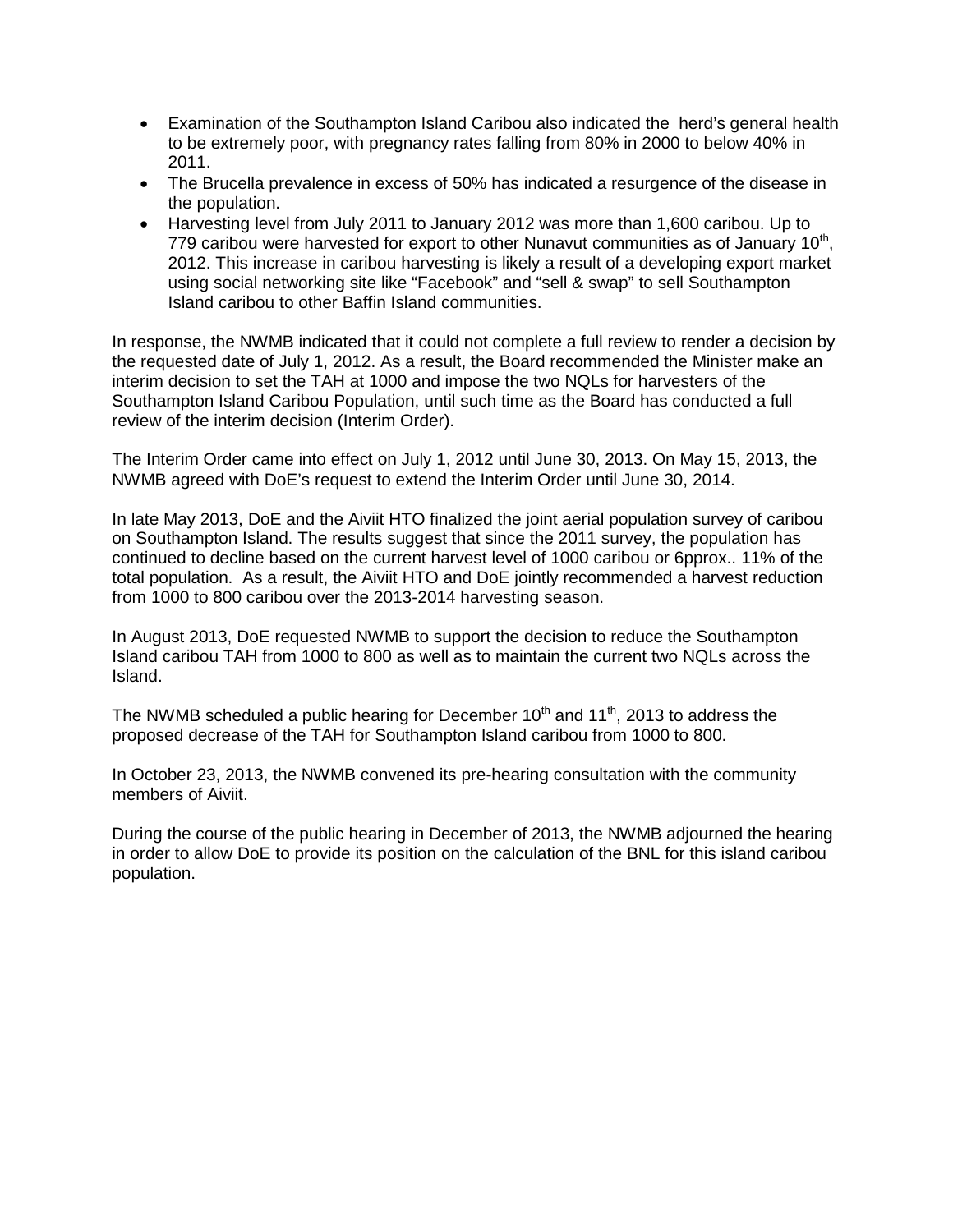- Examination of the Southampton Island Caribou also indicated the herd's general health to be extremely poor, with pregnancy rates falling from 80% in 2000 to below 40% in 2011.
- The Brucella prevalence in excess of 50% has indicated a resurgence of the disease in the population.
- Harvesting level from July 2011 to January 2012 was more than 1,600 caribou. Up to 779 caribou were harvested for export to other Nunavut communities as of January 10th, 2012. This increase in caribou harvesting is likely a result of a developing export market using social networking site like "Facebook" and "sell & swap" to sell Southampton Island caribou to other Baffin Island communities.

In response, the NWMB indicated that it could not complete a full review to render a decision by the requested date of July 1, 2012. As a result, the Board recommended the Minister make an interim decision to set the TAH at 1000 and impose the two NQLs for harvesters of the Southampton Island Caribou Population, until such time as the Board has conducted a full review of the interim decision (Interim Order).

The Interim Order came into effect on July 1, 2012 until June 30, 2013. On May 15, 2013, the NWMB agreed with DoE's request to extend the Interim Order until June 30, 2014.

In late May 2013, DoE and the Aiviit HTO finalized the joint aerial population survey of caribou on Southampton Island. The results suggest that since the 2011 survey, the population has continued to decline based on the current harvest level of 1000 caribou or 6pprox.. 11% of the total population. As a result, the Aiviit HTO and DoE jointly recommended a harvest reduction from 1000 to 800 caribou over the 2013-2014 harvesting season.

In August 2013, DoE requested NWMB to support the decision to reduce the Southampton Island caribou TAH from 1000 to 800 as well as to maintain the current two NQLs across the Island.

The NWMB scheduled a public hearing for December 10th and 11th, 2013 to address the proposed decrease of the TAH for Southampton Island caribou from 1000 to 800.

In October 23, 2013, the NWMB convened its pre-hearing consultation with the community members of Aiviit.

During the course of the public hearing in December of 2013, the NWMB adjourned the hearing in order to allow DoE to provide its position on the calculation of the BNL for this island caribou population.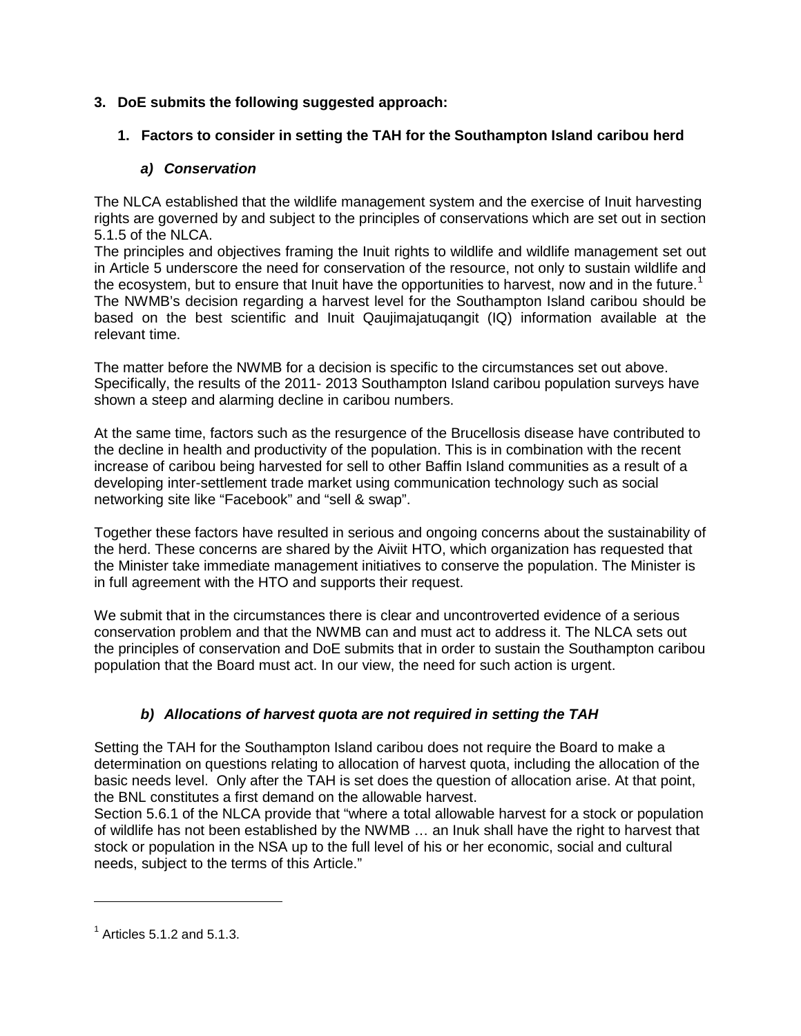## 3. DoE submits the following suggested approach:

### 1. Factors to consider in setting the TAH for the Southampton Island caribou herd

#### *a) Conservation*

The NLCA established that the wildlife management system and the exercise of Inuit harvesting rights are governed by and subject to the principles of conservations which are set out in section 5.1.5 of the NLCA.

The principles and objectives framing the Inuit rights to wildlife and wildlife management set out in Article 5 underscore the need for conservation of the resource, not only to sustain wildlife and the ecosystem, but to ensure that Inuit have the opportunities to harvest, now and in the future.[1]

The NWMB's decision regarding a harvest level for the Southampton Island caribou should be based on the best scientific and Inuit Qaujimajatuqangit (IQ) information available at the relevant time.

The matter before the NWMB for a decision is specific to the circumstances set out above. Specifically, the results of the 2011- 2013 Southampton Island caribou population surveys have shown a steep and alarming decline in caribou numbers.

At the same time, factors such as the resurgence of the Brucellosis disease have contributed to the decline in health and productivity of the population. This is in combination with the recent increase of caribou being harvested for sell to other Baffin Island communities as a result of a developing inter-settlement trade market using communication technology such as social networking site like "Facebook" and "sell & swap".

Together these factors have resulted in serious and ongoing concerns about the sustainability of the herd. These concerns are shared by the Aiviit HTO, which organization has requested that the Minister take immediate management initiatives to conserve the population. The Minister is in full agreement with the HTO and supports their request.

We submit that in the circumstances there is clear and uncontroverted evidence of a serious conservation problem and that the NWMB can and must act to address it. The NLCA sets out the principles of conservation and DoE submits that in order to sustain the Southampton caribou population that the Board must act. In our view, the need for such action is urgent.

#### *b) Allocations of harvest quota are not required in setting the TAH*

Setting the TAH for the Southampton Island caribou does not require the Board to make a determination on questions relating to allocation of harvest quota, including the allocation of the basic needs level. Only after the TAH is set does the question of allocation arise. At that point, the BNL constitutes a first demand on the allowable harvest.

Section 5.6.1 of the NLCA provide that "where a total allowable harvest for a stock or population of wildlife has not been established by the NWMB … an Inuk shall have the right to harvest that stock or population in the NSA up to the full level of his or her economic, social and cultural needs, subject to the terms of this Article."

---

[1] Articles 5.1.2 and 5.1.3.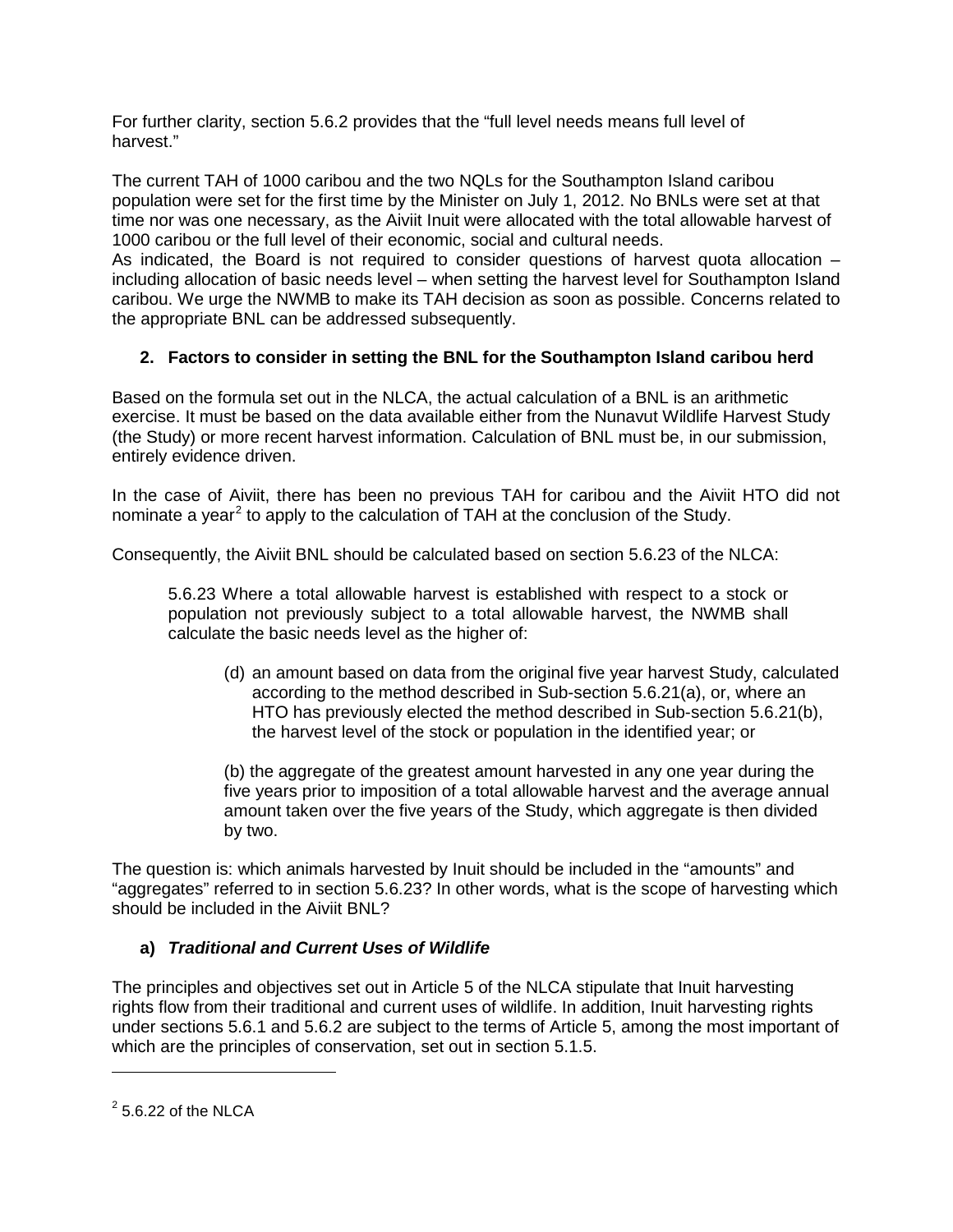For further clarity, section 5.6.2 provides that the "full level needs means full level of harvest."

The current TAH of 1000 caribou and the two NQLs for the Southampton Island caribou population were set for the first time by the Minister on July 1, 2012. No BNLs were set at that time nor was one necessary, as the Aiviit Inuit were allocated with the total allowable harvest of 1000 caribou or the full level of their economic, social and cultural needs.
As indicated, the Board is not required to consider questions of harvest quota allocation – including allocation of basic needs level – when setting the harvest level for Southampton Island caribou. We urge the NWMB to make its TAH decision as soon as possible. Concerns related to the appropriate BNL can be addressed subsequently.

## 2. Factors to consider in setting the BNL for the Southampton Island caribou herd

Based on the formula set out in the NLCA, the actual calculation of a BNL is an arithmetic exercise. It must be based on the data available either from the Nunavut Wildlife Harvest Study (the Study) or more recent harvest information. Calculation of BNL must be, in our submission, entirely evidence driven.

In the case of Aiviit, there has been no previous TAH for caribou and the Aiviit HTO did not nominate a year[2] to apply to the calculation of TAH at the conclusion of the Study.

Consequently, the Aiviit BNL should be calculated based on section 5.6.23 of the NLCA:

> 5.6.23 Where a total allowable harvest is established with respect to a stock or population not previously subject to a total allowable harvest, the NWMB shall calculate the basic needs level as the higher of:
>
> (d) an amount based on data from the original five year harvest Study, calculated according to the method described in Sub-section 5.6.21(a), or, where an HTO has previously elected the method described in Sub-section 5.6.21(b), the harvest level of the stock or population in the identified year; or
>
> (b) the aggregate of the greatest amount harvested in any one year during the five years prior to imposition of a total allowable harvest and the average annual amount taken over the five years of the Study, which aggregate is then divided by two.

The question is: which animals harvested by Inuit should be included in the "amounts" and "aggregates" referred to in section 5.6.23? In other words, what is the scope of harvesting which should be included in the Aiviit BNL?

### a) *Traditional and Current Uses of Wildlife*

The principles and objectives set out in Article 5 of the NLCA stipulate that Inuit harvesting rights flow from their traditional and current uses of wildlife. In addition, Inuit harvesting rights under sections 5.6.1 and 5.6.2 are subject to the terms of Article 5, among the most important of which are the principles of conservation, set out in section 5.1.5.

---

[2] 5.6.22 of the NLCA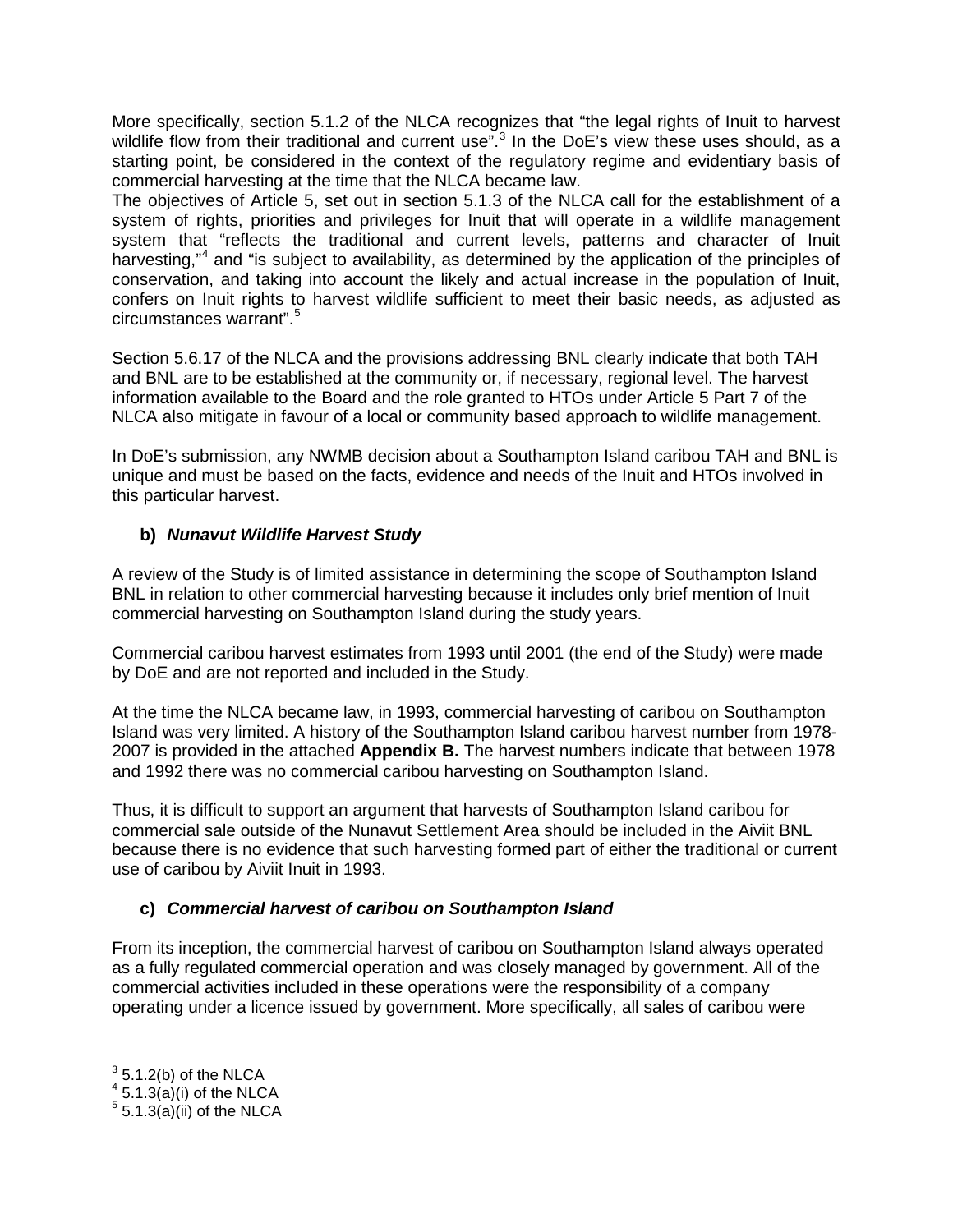More specifically, section 5.1.2 of the NLCA recognizes that "the legal rights of Inuit to harvest wildlife flow from their traditional and current use".[3] In the DoE's view these uses should, as a starting point, be considered in the context of the regulatory regime and evidentiary basis of commercial harvesting at the time that the NLCA became law.

The objectives of Article 5, set out in section 5.1.3 of the NLCA call for the establishment of a system of rights, priorities and privileges for Inuit that will operate in a wildlife management system that "reflects the traditional and current levels, patterns and character of Inuit harvesting,"[4] and "is subject to availability, as determined by the application of the principles of conservation, and taking into account the likely and actual increase in the population of Inuit, confers on Inuit rights to harvest wildlife sufficient to meet their basic needs, as adjusted as circumstances warrant".[5]

Section 5.6.17 of the NLCA and the provisions addressing BNL clearly indicate that both TAH and BNL are to be established at the community or, if necessary, regional level. The harvest information available to the Board and the role granted to HTOs under Article 5 Part 7 of the NLCA also mitigate in favour of a local or community based approach to wildlife management.

In DoE's submission, any NWMB decision about a Southampton Island caribou TAH and BNL is unique and must be based on the facts, evidence and needs of the Inuit and HTOs involved in this particular harvest.

### b) *Nunavut Wildlife Harvest Study*

A review of the Study is of limited assistance in determining the scope of Southampton Island BNL in relation to other commercial harvesting because it includes only brief mention of Inuit commercial harvesting on Southampton Island during the study years.

Commercial caribou harvest estimates from 1993 until 2001 (the end of the Study) were made by DoE and are not reported and included in the Study.

At the time the NLCA became law, in 1993, commercial harvesting of caribou on Southampton Island was very limited. A history of the Southampton Island caribou harvest number from 1978-2007 is provided in the attached **Appendix B.** The harvest numbers indicate that between 1978 and 1992 there was no commercial caribou harvesting on Southampton Island.

Thus, it is difficult to support an argument that harvests of Southampton Island caribou for commercial sale outside of the Nunavut Settlement Area should be included in the Aiviit BNL because there is no evidence that such harvesting formed part of either the traditional or current use of caribou by Aiviit Inuit in 1993.

### c) *Commercial harvest of caribou on Southampton Island*

From its inception, the commercial harvest of caribou on Southampton Island always operated as a fully regulated commercial operation and was closely managed by government. All of the commercial activities included in these operations were the responsibility of a company operating under a licence issued by government. More specifically, all sales of caribou were

---

[3] 5.1.2(b) of the NLCA

[4] 5.1.3(a)(i) of the NLCA

[5] 5.1.3(a)(ii) of the NLCA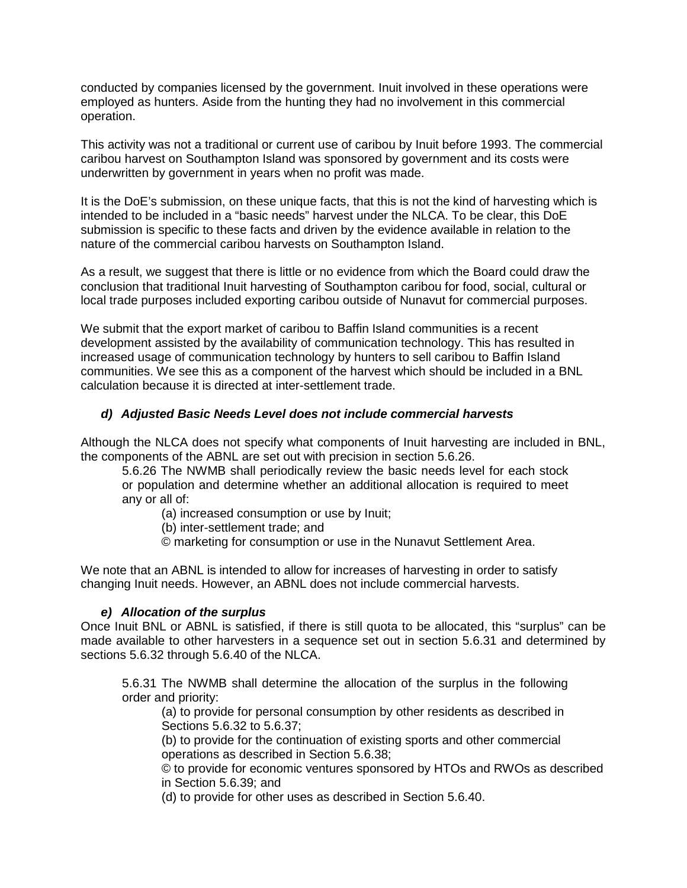conducted by companies licensed by the government. Inuit involved in these operations were employed as hunters. Aside from the hunting they had no involvement in this commercial operation.

This activity was not a traditional or current use of caribou by Inuit before 1993. The commercial caribou harvest on Southampton Island was sponsored by government and its costs were underwritten by government in years when no profit was made.

It is the DoE's submission, on these unique facts, that this is not the kind of harvesting which is intended to be included in a "basic needs" harvest under the NLCA. To be clear, this DoE submission is specific to these facts and driven by the evidence available in relation to the nature of the commercial caribou harvests on Southampton Island.

As a result, we suggest that there is little or no evidence from which the Board could draw the conclusion that traditional Inuit harvesting of Southampton caribou for food, social, cultural or local trade purposes included exporting caribou outside of Nunavut for commercial purposes.

We submit that the export market of caribou to Baffin Island communities is a recent development assisted by the availability of communication technology. This has resulted in increased usage of communication technology by hunters to sell caribou to Baffin Island communities. We see this as a component of the harvest which should be included in a BNL calculation because it is directed at inter-settlement trade.

#### *d) Adjusted Basic Needs Level does not include commercial harvests*

Although the NLCA does not specify what components of Inuit harvesting are included in BNL, the components of the ABNL are set out with precision in section 5.6.26.

> 5.6.26 The NWMB shall periodically review the basic needs level for each stock or population and determine whether an additional allocation is required to meet any or all of:
>
> (a) increased consumption or use by Inuit;
> (b) inter-settlement trade; and
> © marketing for consumption or use in the Nunavut Settlement Area.

We note that an ABNL is intended to allow for increases of harvesting in order to satisfy changing Inuit needs. However, an ABNL does not include commercial harvests.

#### *e) Allocation of the surplus*

Once Inuit BNL or ABNL is satisfied, if there is still quota to be allocated, this "surplus" can be made available to other harvesters in a sequence set out in section 5.6.31 and determined by sections 5.6.32 through 5.6.40 of the NLCA.

> 5.6.31 The NWMB shall determine the allocation of the surplus in the following order and priority:
>
> (a) to provide for personal consumption by other residents as described in Sections 5.6.32 to 5.6.37;
> (b) to provide for the continuation of existing sports and other commercial operations as described in Section 5.6.38;
> © to provide for economic ventures sponsored by HTOs and RWOs as described in Section 5.6.39; and
> (d) to provide for other uses as described in Section 5.6.40.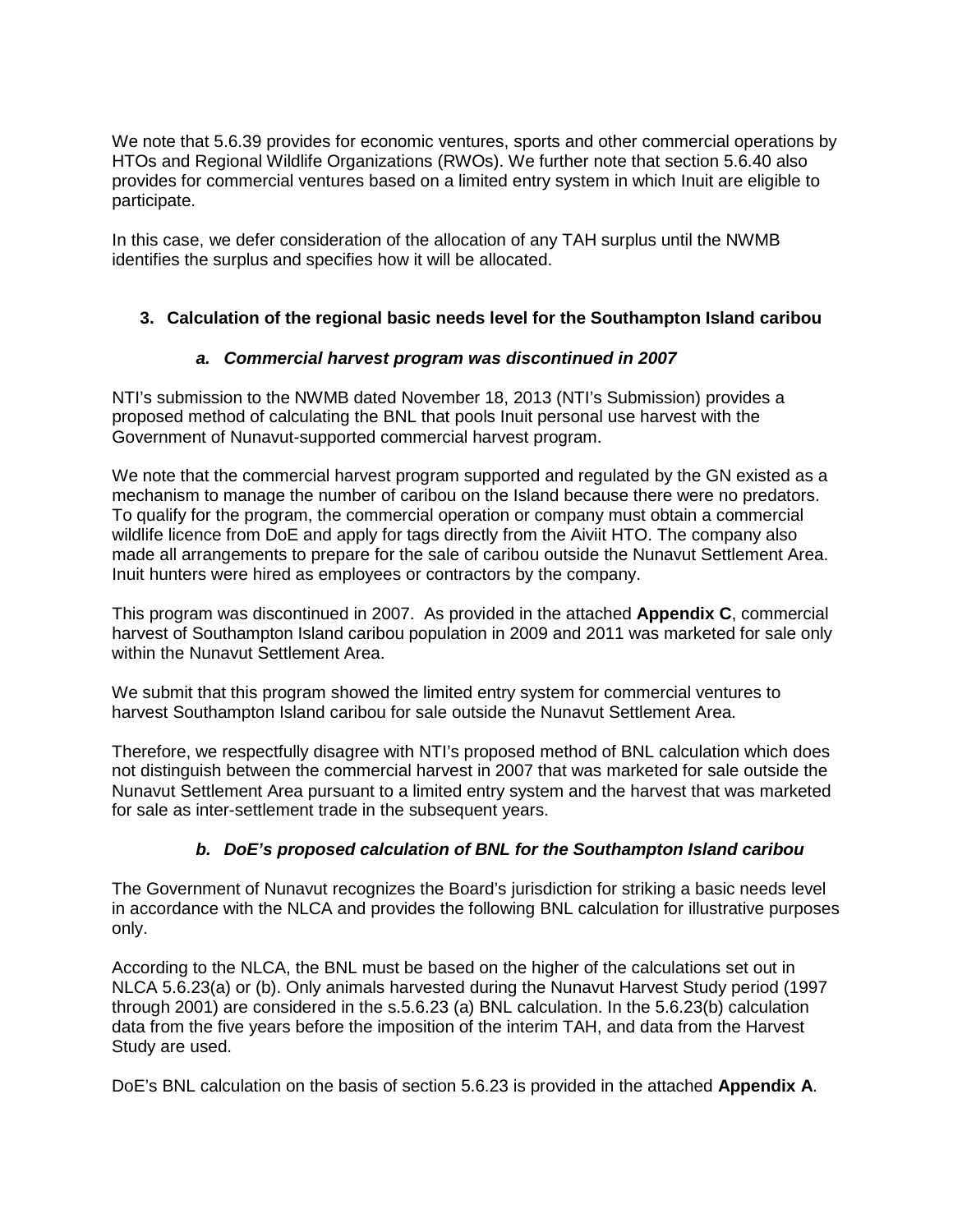We note that 5.6.39 provides for economic ventures, sports and other commercial operations by HTOs and Regional Wildlife Organizations (RWOs). We further note that section 5.6.40 also provides for commercial ventures based on a limited entry system in which Inuit are eligible to participate.

In this case, we defer consideration of the allocation of any TAH surplus until the NWMB identifies the surplus and specifies how it will be allocated.

## 3. Calculation of the regional basic needs level for the Southampton Island caribou

### *a. Commercial harvest program was discontinued in 2007*

NTI's submission to the NWMB dated November 18, 2013 (NTI's Submission) provides a proposed method of calculating the BNL that pools Inuit personal use harvest with the Government of Nunavut-supported commercial harvest program.

We note that the commercial harvest program supported and regulated by the GN existed as a mechanism to manage the number of caribou on the Island because there were no predators. To qualify for the program, the commercial operation or company must obtain a commercial wildlife licence from DoE and apply for tags directly from the Aiviit HTO. The company also made all arrangements to prepare for the sale of caribou outside the Nunavut Settlement Area. Inuit hunters were hired as employees or contractors by the company.

This program was discontinued in 2007. As provided in the attached **Appendix C**, commercial harvest of Southampton Island caribou population in 2009 and 2011 was marketed for sale only within the Nunavut Settlement Area.

We submit that this program showed the limited entry system for commercial ventures to harvest Southampton Island caribou for sale outside the Nunavut Settlement Area.

Therefore, we respectfully disagree with NTI's proposed method of BNL calculation which does not distinguish between the commercial harvest in 2007 that was marketed for sale outside the Nunavut Settlement Area pursuant to a limited entry system and the harvest that was marketed for sale as inter-settlement trade in the subsequent years.

### *b. DoE's proposed calculation of BNL for the Southampton Island caribou*

The Government of Nunavut recognizes the Board's jurisdiction for striking a basic needs level in accordance with the NLCA and provides the following BNL calculation for illustrative purposes only.

According to the NLCA, the BNL must be based on the higher of the calculations set out in NLCA 5.6.23(a) or (b). Only animals harvested during the Nunavut Harvest Study period (1997 through 2001) are considered in the s.5.6.23 (a) BNL calculation. In the 5.6.23(b) calculation data from the five years before the imposition of the interim TAH, and data from the Harvest Study are used.

DoE's BNL calculation on the basis of section 5.6.23 is provided in the attached **Appendix A**.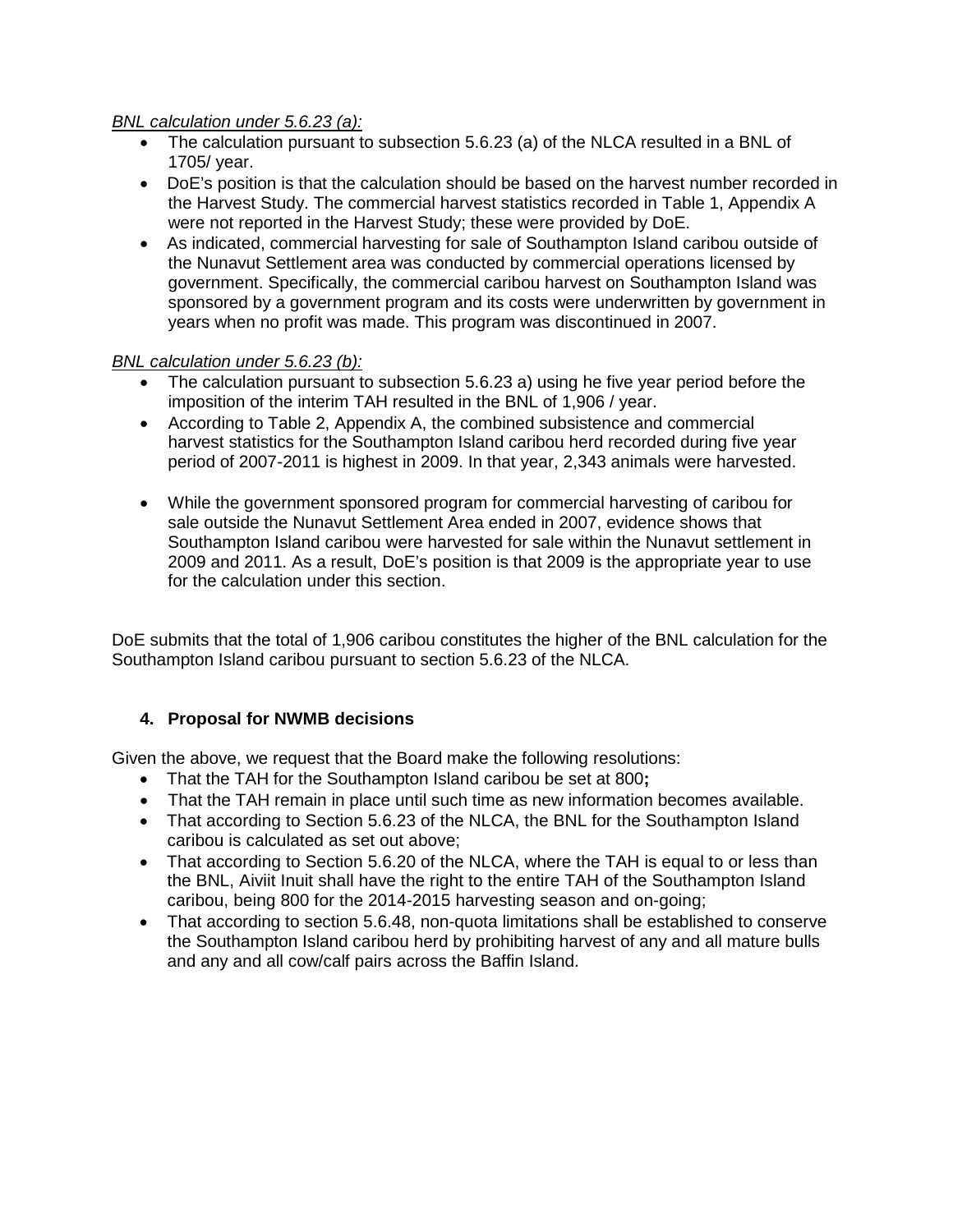*BNL calculation under 5.6.23 (a):*

- The calculation pursuant to subsection 5.6.23 (a) of the NLCA resulted in a BNL of 1705/ year.
- DoE's position is that the calculation should be based on the harvest number recorded in the Harvest Study. The commercial harvest statistics recorded in Table 1, Appendix A were not reported in the Harvest Study; these were provided by DoE.
- As indicated, commercial harvesting for sale of Southampton Island caribou outside of the Nunavut Settlement area was conducted by commercial operations licensed by government. Specifically, the commercial caribou harvest on Southampton Island was sponsored by a government program and its costs were underwritten by government in years when no profit was made. This program was discontinued in 2007.

*BNL calculation under 5.6.23 (b):*

- The calculation pursuant to subsection 5.6.23 a) using he five year period before the imposition of the interim TAH resulted in the BNL of 1,906 / year.
- According to Table 2, Appendix A, the combined subsistence and commercial harvest statistics for the Southampton Island caribou herd recorded during five year period of 2007-2011 is highest in 2009. In that year, 2,343 animals were harvested.
- While the government sponsored program for commercial harvesting of caribou for sale outside the Nunavut Settlement Area ended in 2007, evidence shows that Southampton Island caribou were harvested for sale within the Nunavut settlement in 2009 and 2011. As a result, DoE's position is that 2009 is the appropriate year to use for the calculation under this section.

DoE submits that the total of 1,906 caribou constitutes the higher of the BNL calculation for the Southampton Island caribou pursuant to section 5.6.23 of the NLCA.

### 4. Proposal for NWMB decisions

Given the above, we request that the Board make the following resolutions:

- That the TAH for the Southampton Island caribou be set at 800**;**
- That the TAH remain in place until such time as new information becomes available.
- That according to Section 5.6.23 of the NLCA, the BNL for the Southampton Island caribou is calculated as set out above;
- That according to Section 5.6.20 of the NLCA, where the TAH is equal to or less than the BNL, Aiviit Inuit shall have the right to the entire TAH of the Southampton Island caribou, being 800 for the 2014-2015 harvesting season and on-going;
- That according to section 5.6.48, non-quota limitations shall be established to conserve the Southampton Island caribou herd by prohibiting harvest of any and all mature bulls and any and all cow/calf pairs across the Baffin Island.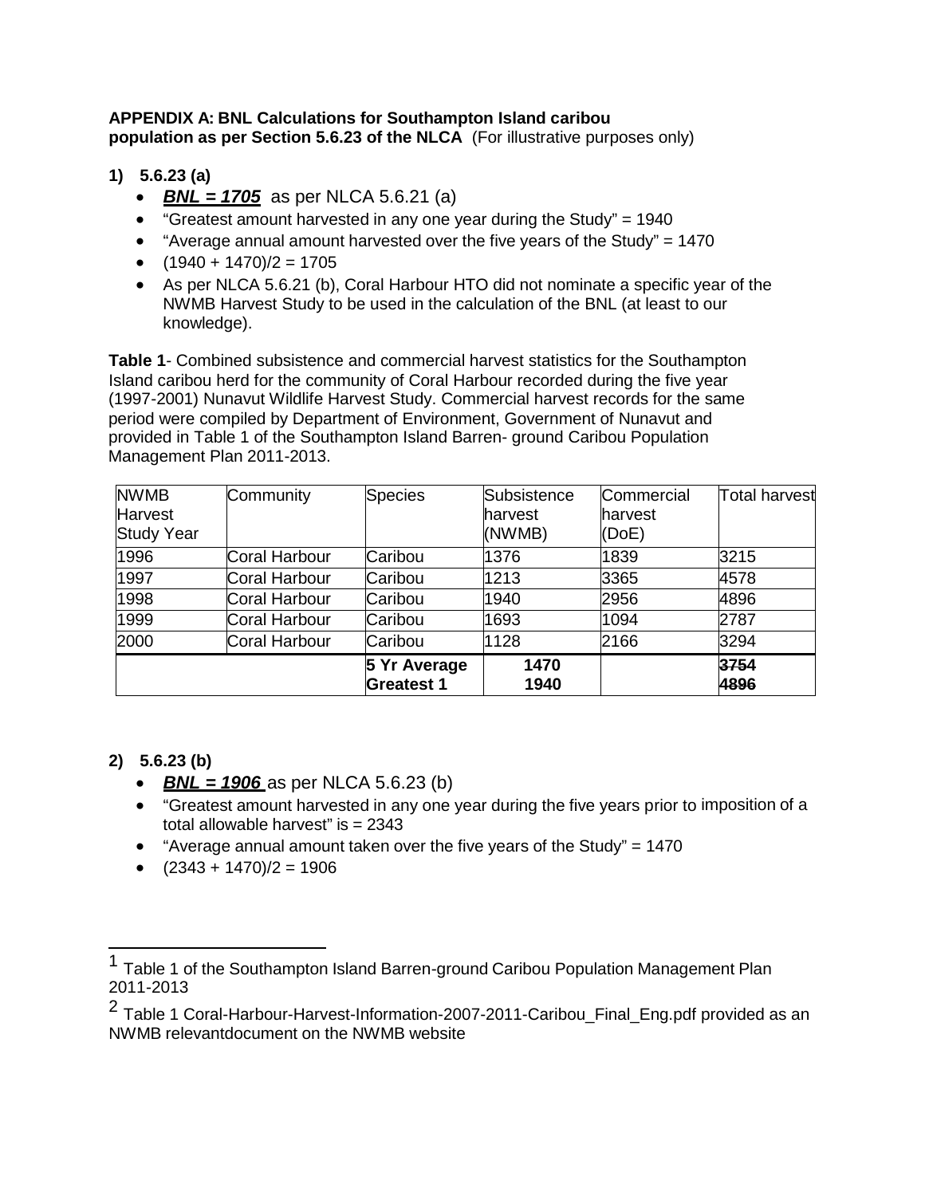**APPENDIX A: BNL Calculations for Southampton Island caribou population as per Section 5.6.23 of the NLCA** (For illustrative purposes only)

1) **5.6.23 (a)**
   - ***BNL = 1705*** as per NLCA 5.6.21 (a)
   - "Greatest amount harvested in any one year during the Study" = 1940
   - "Average annual amount harvested over the five years of the Study" = 1470
   - (1940 + 1470)/2 = 1705
   - As per NLCA 5.6.21 (b), Coral Harbour HTO did not nominate a specific year of the NWMB Harvest Study to be used in the calculation of the BNL (at least to our knowledge).

**Table 1**- Combined subsistence and commercial harvest statistics for the Southampton Island caribou herd for the community of Coral Harbour recorded during the five year (1997-2001) Nunavut Wildlife Harvest Study. Commercial harvest records for the same period were compiled by Department of Environment, Government of Nunavut and provided in Table 1 of the Southampton Island Barren- ground Caribou Population Management Plan 2011-2013.

| NWMB Harvest Study Year | Community | Species | Subsistence harvest (NWMB) | Commercial harvest (DoE) | Total harvest |
|---|---|---|---|---|---|
| 1996 | Coral Harbour | Caribou | 1376 | 1839 | 3215 |
| 1997 | Coral Harbour | Caribou | 1213 | 3365 | 4578 |
| 1998 | Coral Harbour | Caribou | 1940 | 2956 | 4896 |
| 1999 | Coral Harbour | Caribou | 1693 | 1094 | 2787 |
| 2000 | Coral Harbour | Caribou | 1128 | 2166 | 3294 |
| | | **5 Yr Average** | **1470** | | ~~**3754**~~ |
| | | **Greatest 1** | **1940** | | ~~**4896**~~ |

2) **5.6.23 (b)**
   - ***BNL = 1906*** as per NLCA 5.6.23 (b)
   - "Greatest amount harvested in any one year during the five years prior to imposition of a total allowable harvest" is = 2343
   - "Average annual amount taken over the five years of the Study" = 1470
   - (2343 + 1470)/2 = 1906

---

[1] Table 1 of the Southampton Island Barren-ground Caribou Population Management Plan 2011-2013

[2] Table 1 Coral-Harbour-Harvest-Information-2007-2011-Caribou_Final_Eng.pdf provided as an NWMB relevantdocument on the NWMB website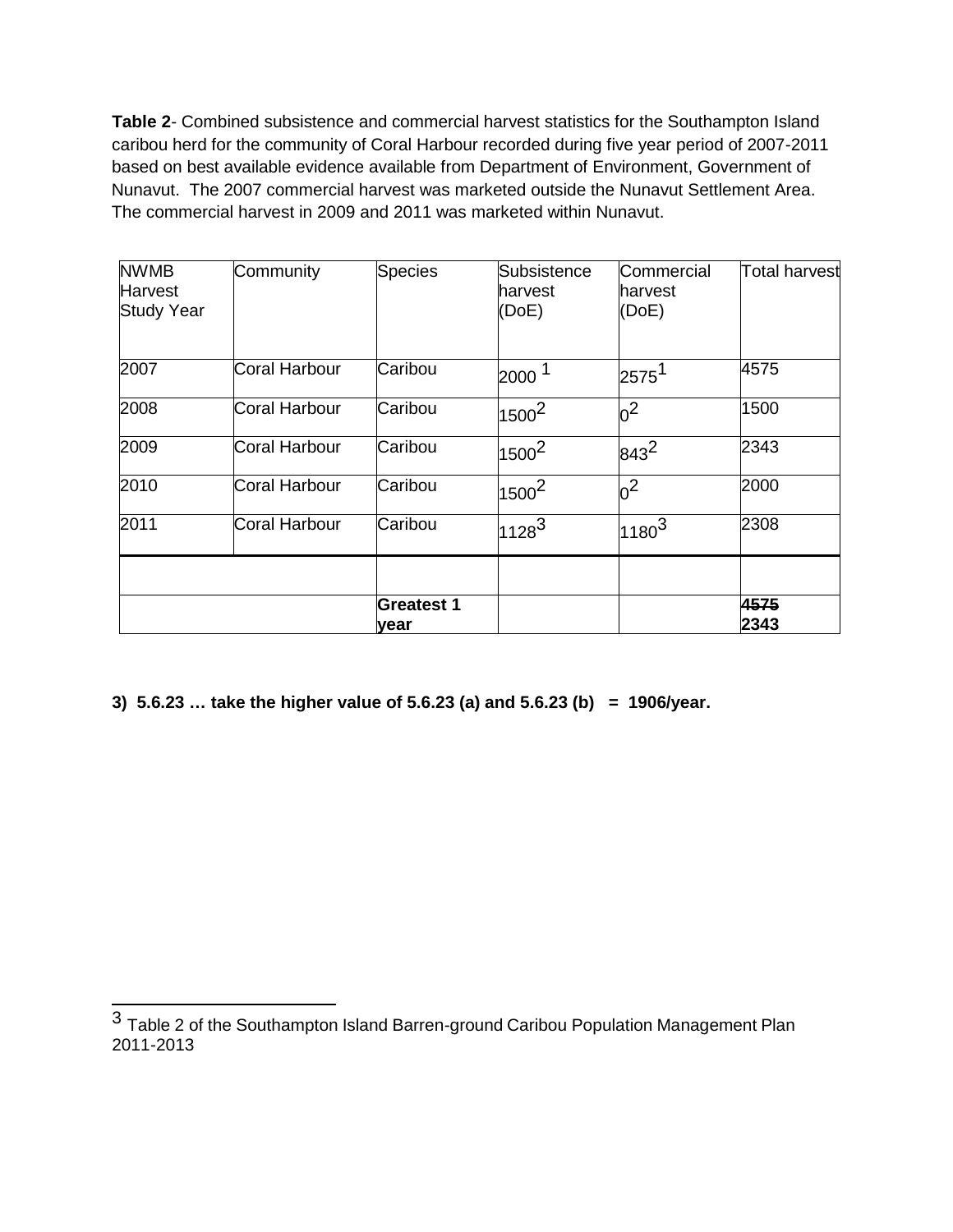**Table 2**- Combined subsistence and commercial harvest statistics for the Southampton Island caribou herd for the community of Coral Harbour recorded during five year period of 2007-2011 based on best available evidence available from Department of Environment, Government of Nunavut. The 2007 commercial harvest was marketed outside the Nunavut Settlement Area. The commercial harvest in 2009 and 2011 was marketed within Nunavut.

| NWMB Harvest Study Year | Community | Species | Subsistence harvest (DoE) | Commercial harvest (DoE) | Total harvest |
|---|---|---|---|---|---|
| 2007 | Coral Harbour | Caribou | 2000 [1] | 2575[1] | 4575 |
| 2008 | Coral Harbour | Caribou | 1500[2] | 0[2] | 1500 |
| 2009 | Coral Harbour | Caribou | 1500[2] | 843[2] | 2343 |
| 2010 | Coral Harbour | Caribou | 1500[2] | 0[2] | 2000 |
| 2011 | Coral Harbour | Caribou | 1128[3] | 1180[3] | 2308 |
| | | | | | |
| | | **Greatest 1 year** | | | **~~4575~~ 2343** |

**3) 5.6.23 … take the higher value of 5.6.23 (a) and 5.6.23 (b) = 1906/year.**

[3] Table 2 of the Southampton Island Barren-ground Caribou Population Management Plan 2011-2013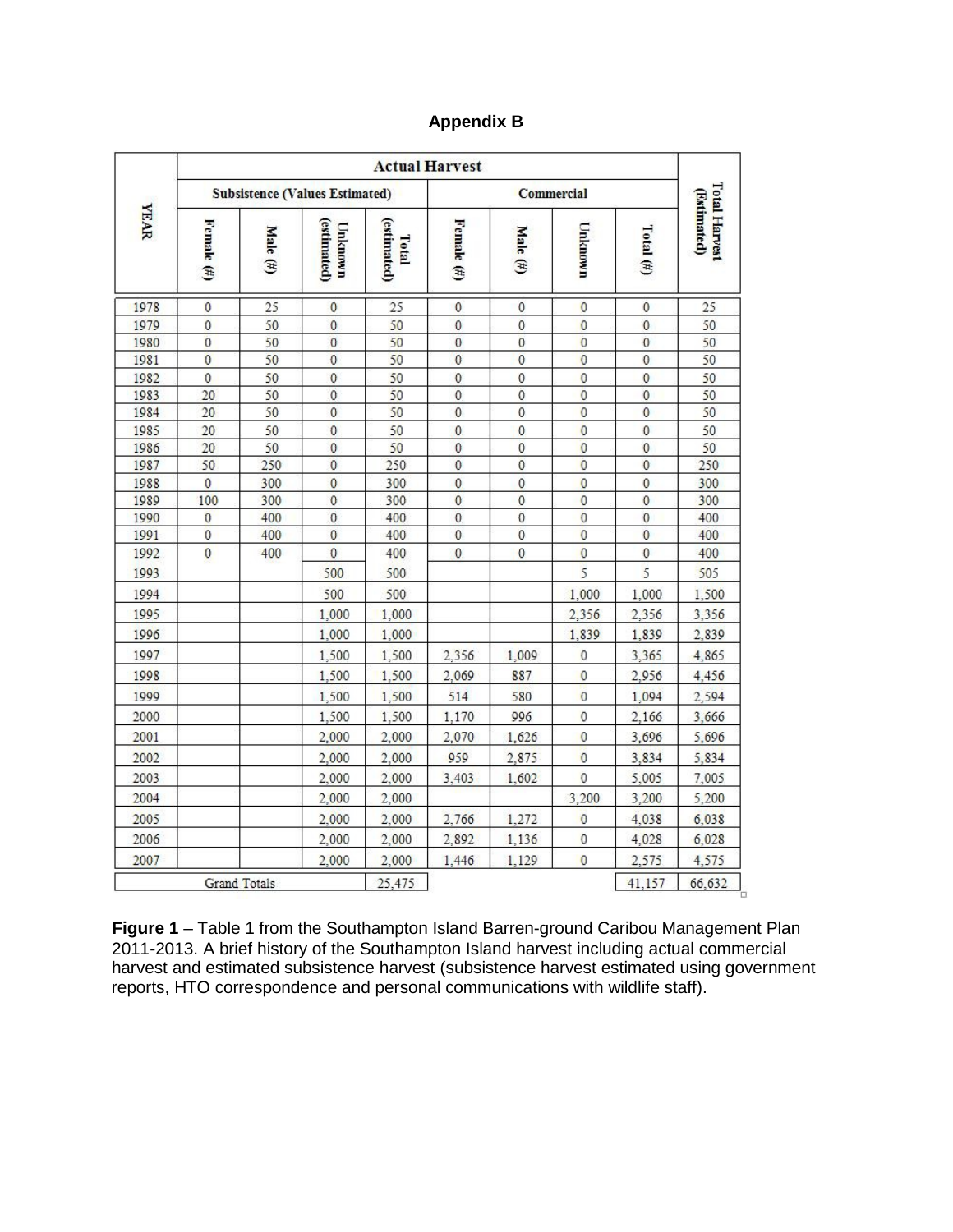## Appendix B

| YEAR | Actual Harvest | | | | | | | | Total Harvest (Estimated) |
|---|---|---|---|---|---|---|---|---|---|
| | Subsistence (Values Estimated) | | | | Commercial | | | | |
| | Female (#) | Male (#) | Unknown (estimated) | Total (estimated) | Female (#) | Male (#) | Unknown | Total (#) | |
| 1978 | 0 | 25 | 0 | 25 | 0 | 0 | 0 | 0 | 25 |
| 1979 | 0 | 50 | 0 | 50 | 0 | 0 | 0 | 0 | 50 |
| 1980 | 0 | 50 | 0 | 50 | 0 | 0 | 0 | 0 | 50 |
| 1981 | 0 | 50 | 0 | 50 | 0 | 0 | 0 | 0 | 50 |
| 1982 | 0 | 50 | 0 | 50 | 0 | 0 | 0 | 0 | 50 |
| 1983 | 20 | 50 | 0 | 50 | 0 | 0 | 0 | 0 | 50 |
| 1984 | 20 | 50 | 0 | 50 | 0 | 0 | 0 | 0 | 50 |
| 1985 | 20 | 50 | 0 | 50 | 0 | 0 | 0 | 0 | 50 |
| 1986 | 20 | 50 | 0 | 50 | 0 | 0 | 0 | 0 | 50 |
| 1987 | 50 | 250 | 0 | 250 | 0 | 0 | 0 | 0 | 250 |
| 1988 | 0 | 300 | 0 | 300 | 0 | 0 | 0 | 0 | 300 |
| 1989 | 100 | 300 | 0 | 300 | 0 | 0 | 0 | 0 | 300 |
| 1990 | 0 | 400 | 0 | 400 | 0 | 0 | 0 | 0 | 400 |
| 1991 | 0 | 400 | 0 | 400 | 0 | 0 | 0 | 0 | 400 |
| 1992 | 0 | 400 | 0 | 400 | 0 | 0 | 0 | 0 | 400 |
| 1993 | | | 500 | 500 | | | 5 | 5 | 505 |
| 1994 | | | 500 | 500 | | | 1,000 | 1,000 | 1,500 |
| 1995 | | | 1,000 | 1,000 | | | 2,356 | 2,356 | 3,356 |
| 1996 | | | 1,000 | 1,000 | | | 1,839 | 1,839 | 2,839 |
| 1997 | | | 1,500 | 1,500 | 2,356 | 1,009 | 0 | 3,365 | 4,865 |
| 1998 | | | 1,500 | 1,500 | 2,069 | 887 | 0 | 2,956 | 4,456 |
| 1999 | | | 1,500 | 1,500 | 514 | 580 | 0 | 1,094 | 2,594 |
| 2000 | | | 1,500 | 1,500 | 1,170 | 996 | 0 | 2,166 | 3,666 |
| 2001 | | | 2,000 | 2,000 | 2,070 | 1,626 | 0 | 3,696 | 5,696 |
| 2002 | | | 2,000 | 2,000 | 959 | 2,875 | 0 | 3,834 | 5,834 |
| 2003 | | | 2,000 | 2,000 | 3,403 | 1,602 | 0 | 5,005 | 7,005 |
| 2004 | | | 2,000 | 2,000 | | | 3,200 | 3,200 | 5,200 |
| 2005 | | | 2,000 | 2,000 | 2,766 | 1,272 | 0 | 4,038 | 6,038 |
| 2006 | | | 2,000 | 2,000 | 2,892 | 1,136 | 0 | 4,028 | 6,028 |
| 2007 | | | 2,000 | 2,000 | 1,446 | 1,129 | 0 | 2,575 | 4,575 |
| Grand Totals | | | | 25,475 | | | | 41,157 | 66,632 |

**Figure 1** – Table 1 from the Southampton Island Barren-ground Caribou Management Plan 2011-2013. A brief history of the Southampton Island harvest including actual commercial harvest and estimated subsistence harvest (subsistence harvest estimated using government reports, HTO correspondence and personal communications with wildlife staff).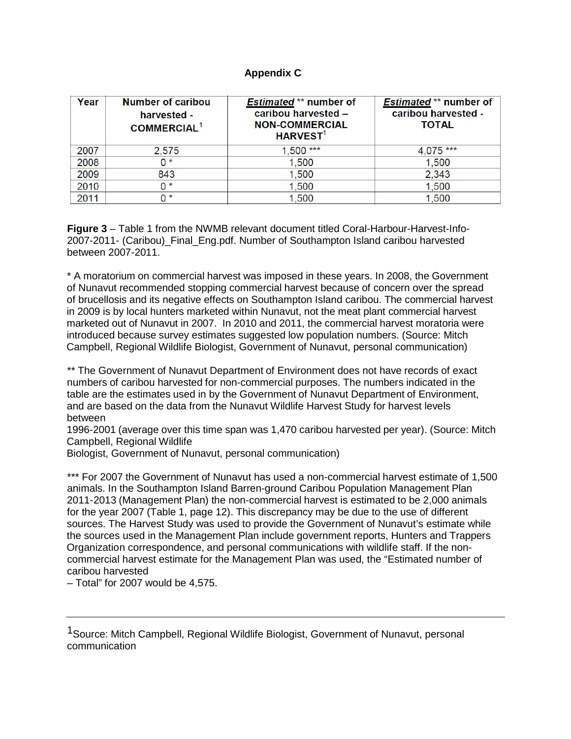**Appendix C**

| Year | Number of caribou harvested - COMMERCIAL[1] | ***Estimated*** ** number of caribou harvested – NON-COMMERCIAL HARVEST[1] | ***Estimated*** ** number of caribou harvested - TOTAL |
|---|---|---|---|
| 2007 | 2,575 | 1,500 *** | 4,075 *** |
| 2008 | 0 * | 1,500 | 1,500 |
| 2009 | 843 | 1,500 | 2,343 |
| 2010 | 0 * | 1,500 | 1,500 |
| 2011 | 0 * | 1,500 | 1,500 |

**Figure 3** – Table 1 from the NWMB relevant document titled Coral-Harbour-Harvest-Info-2007-2011- (Caribou)_Final_Eng.pdf. Number of Southampton Island caribou harvested between 2007-2011.

* A moratorium on commercial harvest was imposed in these years. In 2008, the Government of Nunavut recommended stopping commercial harvest because of concern over the spread of brucellosis and its negative effects on Southampton Island caribou. The commercial harvest in 2009 is by local hunters marketed within Nunavut, not the meat plant commercial harvest marketed out of Nunavut in 2007. In 2010 and 2011, the commercial harvest moratoria were introduced because survey estimates suggested low population numbers. (Source: Mitch Campbell, Regional Wildlife Biologist, Government of Nunavut, personal communication)

** The Government of Nunavut Department of Environment does not have records of exact numbers of caribou harvested for non-commercial purposes. The numbers indicated in the table are the estimates used in by the Government of Nunavut Department of Environment, and are based on the data from the Nunavut Wildlife Harvest Study for harvest levels between 1996-2001 (average over this time span was 1,470 caribou harvested per year). (Source: Mitch Campbell, Regional Wildlife Biologist, Government of Nunavut, personal communication)

*** For 2007 the Government of Nunavut has used a non-commercial harvest estimate of 1,500 animals. In the Southampton Island Barren-ground Caribou Population Management Plan 2011-2013 (Management Plan) the non-commercial harvest is estimated to be 2,000 animals for the year 2007 (Table 1, page 12). This discrepancy may be due to the use of different sources. The Harvest Study was used to provide the Government of Nunavut's estimate while the sources used in the Management Plan include government reports, Hunters and Trappers Organization correspondence, and personal communications with wildlife staff. If the non-commercial harvest estimate for the Management Plan was used, the "Estimated number of caribou harvested – Total" for 2007 would be 4,575.

---

[1] Source: Mitch Campbell, Regional Wildlife Biologist, Government of Nunavut, personal communication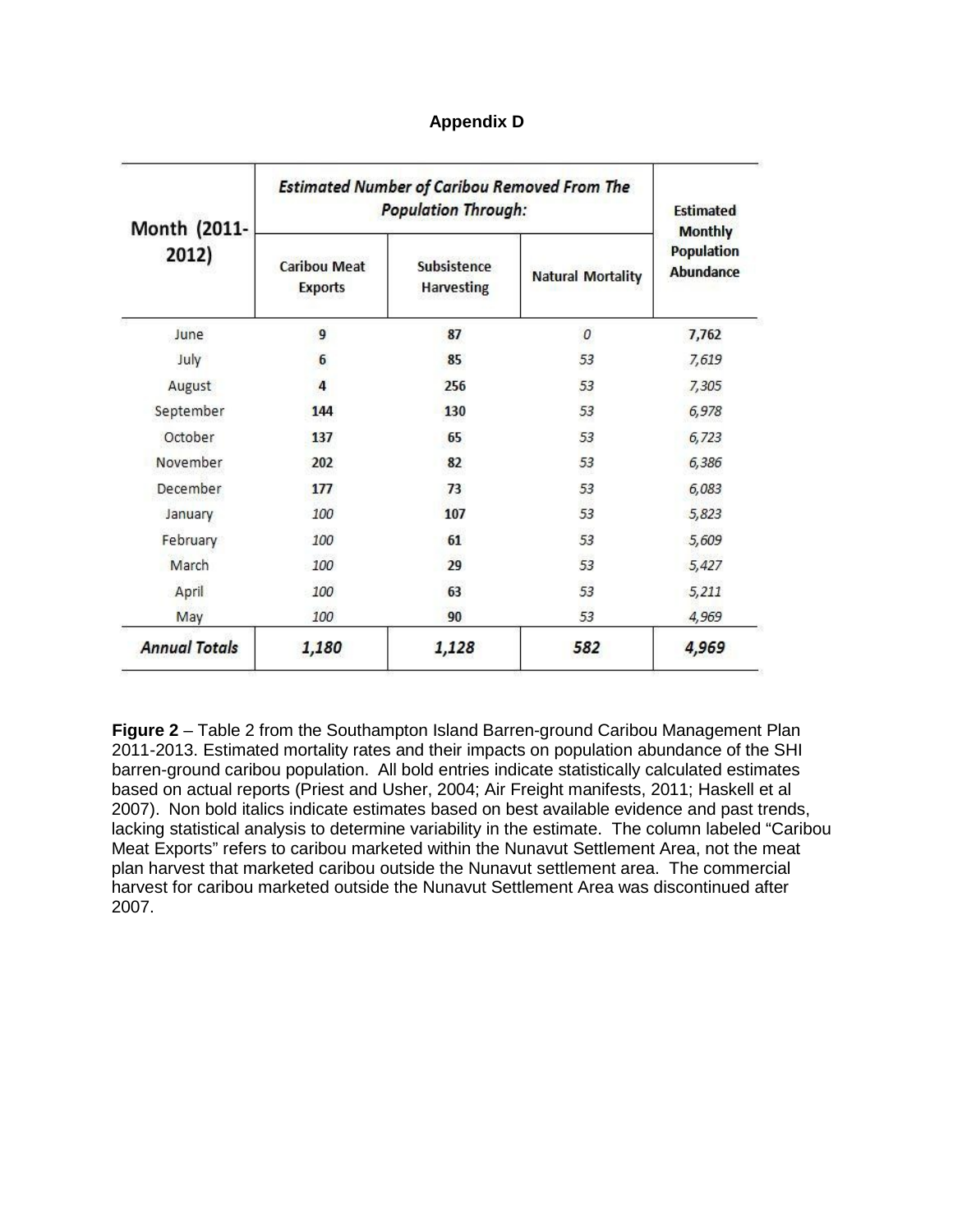**Appendix D**

| Month (2011-2012) | Estimated Number of Caribou Removed From The Population Through: | | | Estimated Monthly Population Abundance |
|---|---|---|---|---|
| | Caribou Meat Exports | Subsistence Harvesting | Natural Mortality | |
| June | **9** | **87** | *0* | **7,762** |
| July | **6** | **85** | *53* | *7,619* |
| August | **4** | **256** | *53* | *7,305* |
| September | **144** | **130** | *53* | *6,978* |
| October | **137** | **65** | *53* | *6,723* |
| November | **202** | **82** | *53* | *6,386* |
| December | **177** | **73** | *53* | *6,083* |
| January | *100* | **107** | *53* | *5,823* |
| February | *100* | **61** | *53* | *5,609* |
| March | *100* | **29** | *53* | *5,427* |
| April | *100* | **63** | *53* | *5,211* |
| May | *100* | **90** | *53* | *4,969* |
| ***Annual Totals*** | ***1,180*** | ***1,128*** | ***582*** | ***4,969*** |

**Figure 2** – Table 2 from the Southampton Island Barren-ground Caribou Management Plan 2011-2013. Estimated mortality rates and their impacts on population abundance of the SHI barren-ground caribou population. All bold entries indicate statistically calculated estimates based on actual reports (Priest and Usher, 2004; Air Freight manifests, 2011; Haskell et al 2007). Non bold italics indicate estimates based on best available evidence and past trends, lacking statistical analysis to determine variability in the estimate. The column labeled "Caribou Meat Exports" refers to caribou marketed within the Nunavut Settlement Area, not the meat plan harvest that marketed caribou outside the Nunavut settlement area. The commercial harvest for caribou marketed outside the Nunavut Settlement Area was discontinued after 2007.